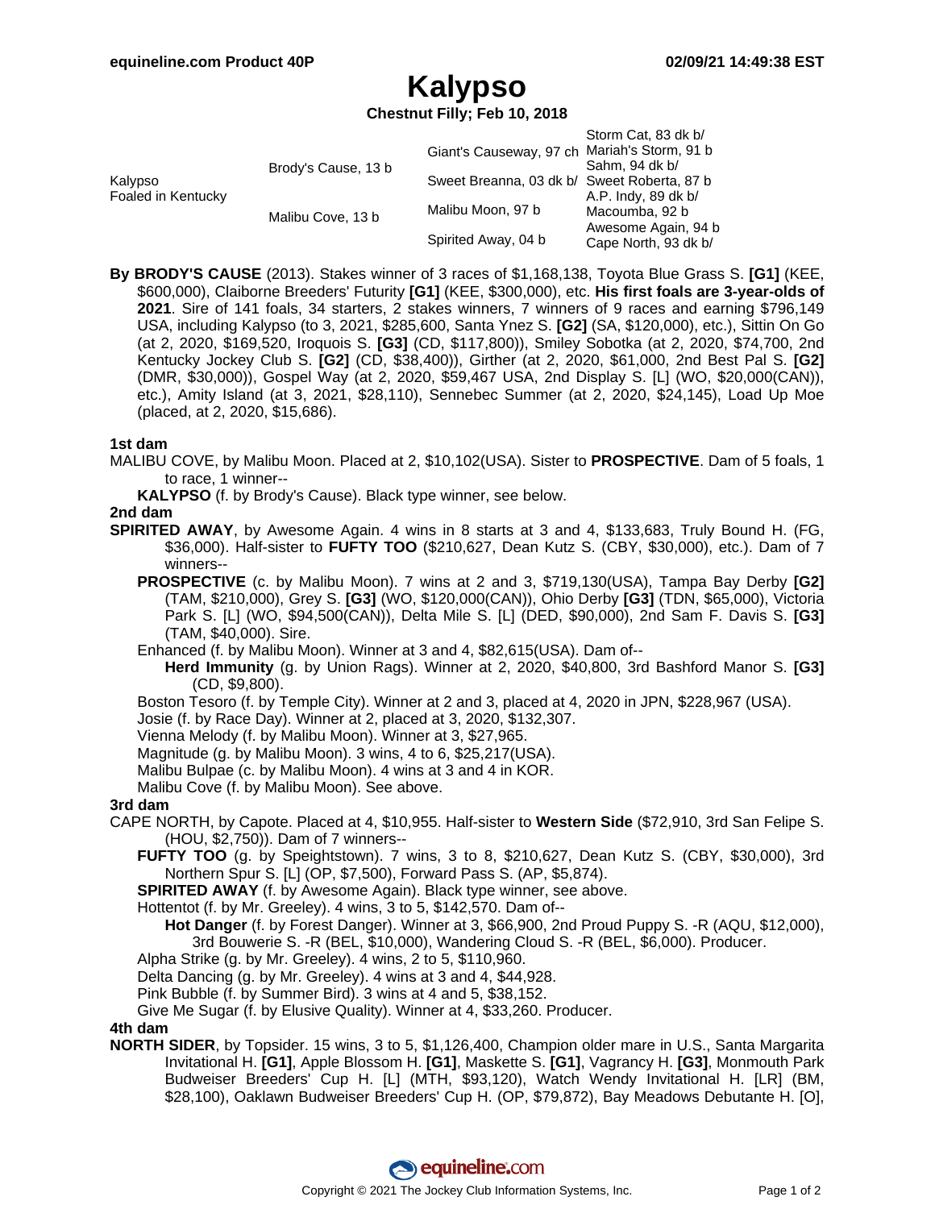# Kalypso

**Chestnut Filly; Feb 10, 2018**

| | | | |
|---|---|---|---|
| Kalypso<br>Foaled in Kentucky | Brody's Cause, 13 b | Giant's Causeway, 97 ch | Storm Cat, 83 dk b/ |
| | | | Mariah's Storm, 91 b |
| | | Sweet Breanna, 03 dk b/ | Sahm, 94 dk b/ |
| | | | Sweet Roberta, 87 b |
| | Malibu Cove, 13 b | Malibu Moon, 97 b | A.P. Indy, 89 dk b/ |
| | | | Macoumba, 92 b |
| | | Spirited Away, 04 b | Awesome Again, 94 b |
| | | | Cape North, 93 dk b/ |

**By BRODY'S CAUSE** (2013). Stakes winner of 3 races of $1,168,138, Toyota Blue Grass S. **[G1]** (KEE, $600,000), Claiborne Breeders' Futurity **[G1]** (KEE, $300,000), etc. **His first foals are 3-year-olds of 2021**. Sire of 141 foals, 34 starters, 2 stakes winners, 7 winners of 9 races and earning $796,149 USA, including Kalypso (to 3, 2021, $285,600, Santa Ynez S. **[G2]** (SA, $120,000), etc.), Sittin On Go (at 2, 2020, $169,520, Iroquois S. **[G3]** (CD, $117,800)), Smiley Sobotka (at 2, 2020, $74,700, 2nd Kentucky Jockey Club S. **[G2]** (CD, $38,400)), Girther (at 2, 2020, $61,000, 2nd Best Pal S. **[G2]** (DMR, $30,000)), Gospel Way (at 2, 2020, $59,467 USA, 2nd Display S. [L] (WO, $20,000(CAN)), etc.), Amity Island (at 3, 2021, $28,110), Sennebec Summer (at 2, 2020, $24,145), Load Up Moe (placed, at 2, 2020, $15,686).

**1st dam**

MALIBU COVE, by Malibu Moon. Placed at 2, $10,102(USA). Sister to **PROSPECTIVE**. Dam of 5 foals, 1 to race, 1 winner--

- **KALYPSO** (f. by Brody's Cause). Black type winner, see below.

**2nd dam**

**SPIRITED AWAY**, by Awesome Again. 4 wins in 8 starts at 3 and 4, $133,683, Truly Bound H. (FG, $36,000). Half-sister to **FUFTY TOO** ($210,627, Dean Kutz S. (CBY, $30,000), etc.). Dam of 7 winners--

- **PROSPECTIVE** (c. by Malibu Moon). 7 wins at 2 and 3, $719,130(USA), Tampa Bay Derby **[G2]** (TAM, $210,000), Grey S. **[G3]** (WO, $120,000(CAN)), Ohio Derby **[G3]** (TDN, $65,000), Victoria Park S. [L] (WO, $94,500(CAN)), Delta Mile S. [L] (DED, $90,000), 2nd Sam F. Davis S. **[G3]** (TAM, $40,000). Sire.
- Enhanced (f. by Malibu Moon). Winner at 3 and 4, $82,615(USA). Dam of--
  - **Herd Immunity** (g. by Union Rags). Winner at 2, 2020, $40,800, 3rd Bashford Manor S. **[G3]** (CD, $9,800).
- Boston Tesoro (f. by Temple City). Winner at 2 and 3, placed at 4, 2020 in JPN, $228,967 (USA).
- Josie (f. by Race Day). Winner at 2, placed at 3, 2020, $132,307.
- Vienna Melody (f. by Malibu Moon). Winner at 3, $27,965.
- Magnitude (g. by Malibu Moon). 3 wins, 4 to 6, $25,217(USA).
- Malibu Bulpae (c. by Malibu Moon). 4 wins at 3 and 4 in KOR.
- Malibu Cove (f. by Malibu Moon). See above.

**3rd dam**

CAPE NORTH, by Capote. Placed at 4, $10,955. Half-sister to **Western Side** ($72,910, 3rd San Felipe S. (HOU, $2,750)). Dam of 7 winners--

- **FUFTY TOO** (g. by Speightstown). 7 wins, 3 to 8, $210,627, Dean Kutz S. (CBY, $30,000), 3rd Northern Spur S. [L] (OP, $7,500), Forward Pass S. (AP, $5,874).
- **SPIRITED AWAY** (f. by Awesome Again). Black type winner, see above.
- Hottentot (f. by Mr. Greeley). 4 wins, 3 to 5, $142,570. Dam of--
  - **Hot Danger** (f. by Forest Danger). Winner at 3, $66,900, 2nd Proud Puppy S. -R (AQU, $12,000), 3rd Bouwerie S. -R (BEL, $10,000), Wandering Cloud S. -R (BEL, $6,000). Producer.
- Alpha Strike (g. by Mr. Greeley). 4 wins, 2 to 5, $110,960.
- Delta Dancing (g. by Mr. Greeley). 4 wins at 3 and 4, $44,928.
- Pink Bubble (f. by Summer Bird). 3 wins at 4 and 5, $38,152.
- Give Me Sugar (f. by Elusive Quality). Winner at 4, $33,260. Producer.

**4th dam**

**NORTH SIDER**, by Topsider. 15 wins, 3 to 5, $1,126,400, Champion older mare in U.S., Santa Margarita Invitational H. **[G1]**, Apple Blossom H. **[G1]**, Maskette S. **[G1]**, Vagrancy H. **[G3]**, Monmouth Park Budweiser Breeders' Cup H. [L] (MTH, $93,120), Watch Wendy Invitational H. [LR] (BM, $28,100), Oaklawn Budweiser Breeders' Cup H. (OP, $79,872), Bay Meadows Debutante H. [O],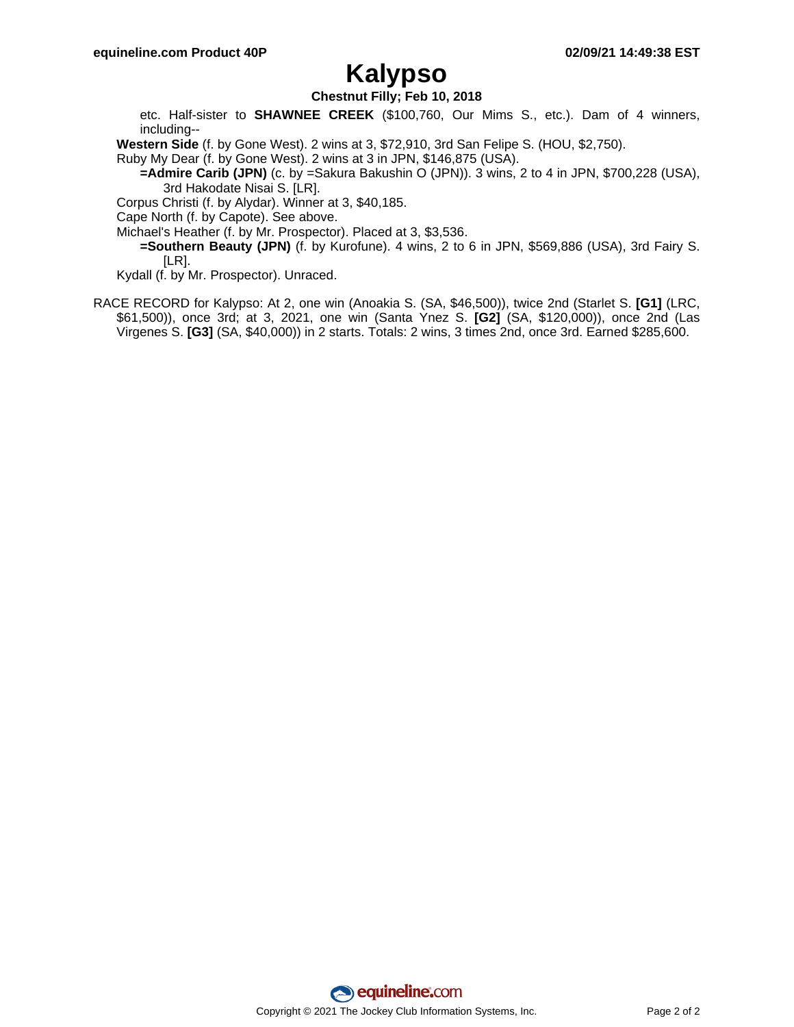# Kalypso

**Chestnut Filly; Feb 10, 2018**

etc. Half-sister to **SHAWNEE CREEK** ($100,760, Our Mims S., etc.). Dam of 4 winners, including--

**Western Side** (f. by Gone West). 2 wins at 3, $72,910, 3rd San Felipe S. (HOU, $2,750).

Ruby My Dear (f. by Gone West). 2 wins at 3 in JPN, $146,875 (USA).

**=Admire Carib (JPN)** (c. by =Sakura Bakushin O (JPN)). 3 wins, 2 to 4 in JPN, $700,228 (USA), 3rd Hakodate Nisai S. [LR].

Corpus Christi (f. by Alydar). Winner at 3, $40,185.

Cape North (f. by Capote). See above.

Michael's Heather (f. by Mr. Prospector). Placed at 3, $3,536.

**=Southern Beauty (JPN)** (f. by Kurofune). 4 wins, 2 to 6 in JPN, $569,886 (USA), 3rd Fairy S. [LR].

Kydall (f. by Mr. Prospector). Unraced.

RACE RECORD for Kalypso: At 2, one win (Anoakia S. (SA, $46,500)), twice 2nd (Starlet S. **[G1]** (LRC, $61,500)), once 3rd; at 3, 2021, one win (Santa Ynez S. **[G2]** (SA, $120,000)), once 2nd (Las Virgenes S. **[G3]** (SA, $40,000)) in 2 starts. Totals: 2 wins, 3 times 2nd, once 3rd. Earned $285,600.